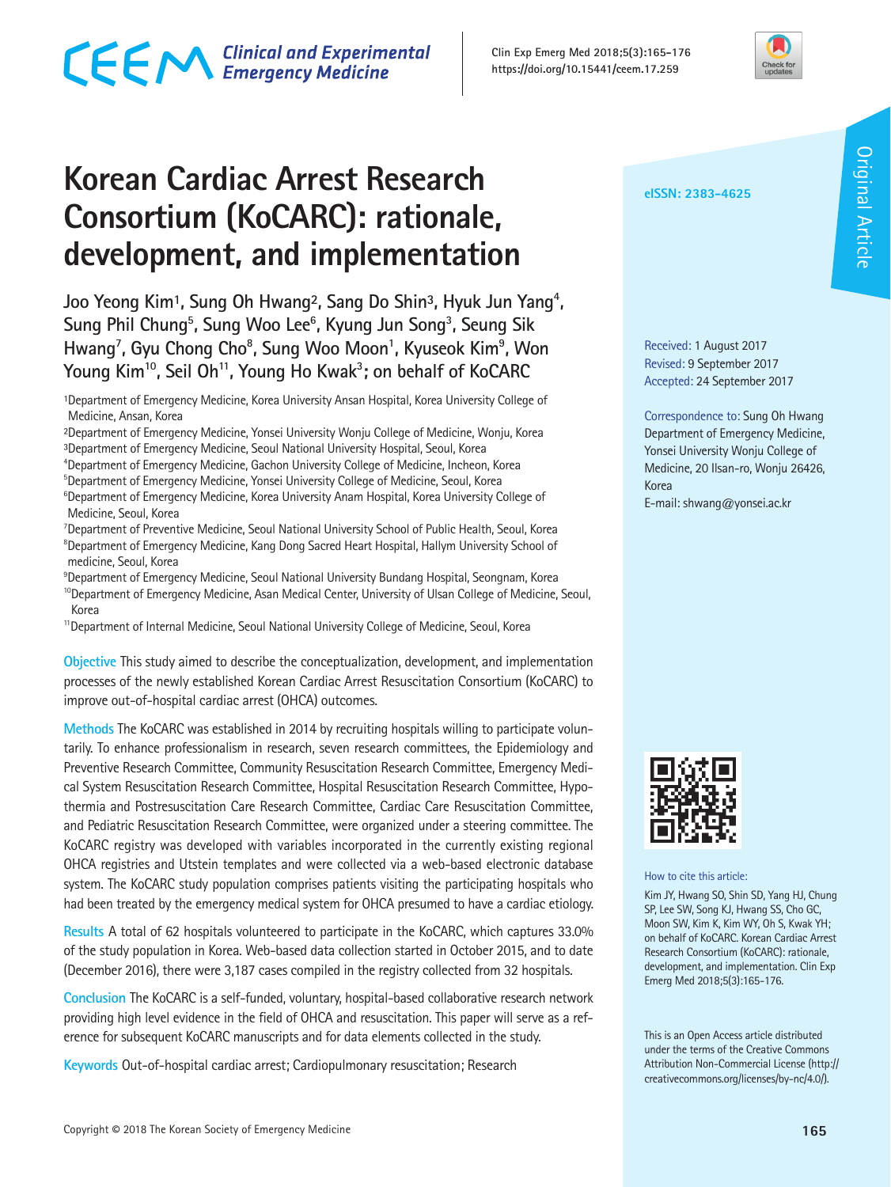# Korean Cardiac Arrest Research Consortium (KoCARC): rationale, development, and implementation

Joo Yeong Kim[1], Sung Oh Hwang[2], Sang Do Shin[3], Hyuk Jun Yang[4], Sung Phil Chung[5], Sung Woo Lee[6], Kyung Jun Song[3], Seung Sik Hwang[7], Gyu Chong Cho[8], Sung Woo Moon[1], Kyuseok Kim[9], Won Young Kim[10], Seil Oh[11], Young Ho Kwak[3]; on behalf of KoCARC

[1]Department of Emergency Medicine, Korea University Ansan Hospital, Korea University College of Medicine, Ansan, Korea
[2]Department of Emergency Medicine, Yonsei University Wonju College of Medicine, Wonju, Korea
[3]Department of Emergency Medicine, Seoul National University Hospital, Seoul, Korea
[4]Department of Emergency Medicine, Gachon University College of Medicine, Incheon, Korea
[5]Department of Emergency Medicine, Yonsei University College of Medicine, Seoul, Korea
[6]Department of Emergency Medicine, Korea University Anam Hospital, Korea University College of Medicine, Seoul, Korea
[7]Department of Preventive Medicine, Seoul National University School of Public Health, Seoul, Korea
[8]Department of Emergency Medicine, Kang Dong Sacred Heart Hospital, Hallym University School of medicine, Seoul, Korea
[9]Department of Emergency Medicine, Seoul National University Bundang Hospital, Seongnam, Korea
[10]Department of Emergency Medicine, Asan Medical Center, University of Ulsan College of Medicine, Seoul, Korea
[11]Department of Internal Medicine, Seoul National University College of Medicine, Seoul, Korea

eISSN: 2383-4625

Received: 1 August 2017
Revised: 9 September 2017
Accepted: 24 September 2017

Correspondence to: Sung Oh Hwang
Department of Emergency Medicine, Yonsei University Wonju College of Medicine, 20 Ilsan-ro, Wonju 26426, Korea
E-mail: shwang@yonsei.ac.kr

**Objective** This study aimed to describe the conceptualization, development, and implementation processes of the newly established Korean Cardiac Arrest Resuscitation Consortium (KoCARC) to improve out-of-hospital cardiac arrest (OHCA) outcomes.

**Methods** The KoCARC was established in 2014 by recruiting hospitals willing to participate voluntarily. To enhance professionalism in research, seven research committees, the Epidemiology and Preventive Research Committee, Community Resuscitation Research Committee, Emergency Medical System Resuscitation Research Committee, Hospital Resuscitation Research Committee, Hypothermia and Postresuscitation Care Research Committee, Cardiac Care Resuscitation Committee, and Pediatric Resuscitation Research Committee, were organized under a steering committee. The KoCARC registry was developed with variables incorporated in the currently existing regional OHCA registries and Utstein templates and were collected via a web-based electronic database system. The KoCARC study population comprises patients visiting the participating hospitals who had been treated by the emergency medical system for OHCA presumed to have a cardiac etiology.

**Results** A total of 62 hospitals volunteered to participate in the KoCARC, which captures 33.0% of the study population in Korea. Web-based data collection started in October 2015, and to date (December 2016), there were 3,187 cases compiled in the registry collected from 32 hospitals.

**Conclusion** The KoCARC is a self-funded, voluntary, hospital-based collaborative research network providing high level evidence in the field of OHCA and resuscitation. This paper will serve as a reference for subsequent KoCARC manuscripts and for data elements collected in the study.

**Keywords** Out-of-hospital cardiac arrest; Cardiopulmonary resuscitation; Research

How to cite this article:
Kim JY, Hwang SO, Shin SD, Yang HJ, Chung SP, Lee SW, Song KJ, Hwang SS, Cho GC, Moon SW, Kim K, Kim WY, Oh S, Kwak YH; on behalf of KoCARC. Korean Cardiac Arrest Research Consortium (KoCARC): rationale, development, and implementation. Clin Exp Emerg Med 2018;5(3):165-176.

This is an Open Access article distributed under the terms of the Creative Commons Attribution Non-Commercial License (http://creativecommons.org/licenses/by-nc/4.0/).

Copyright © 2018 The Korean Society of Emergency Medicine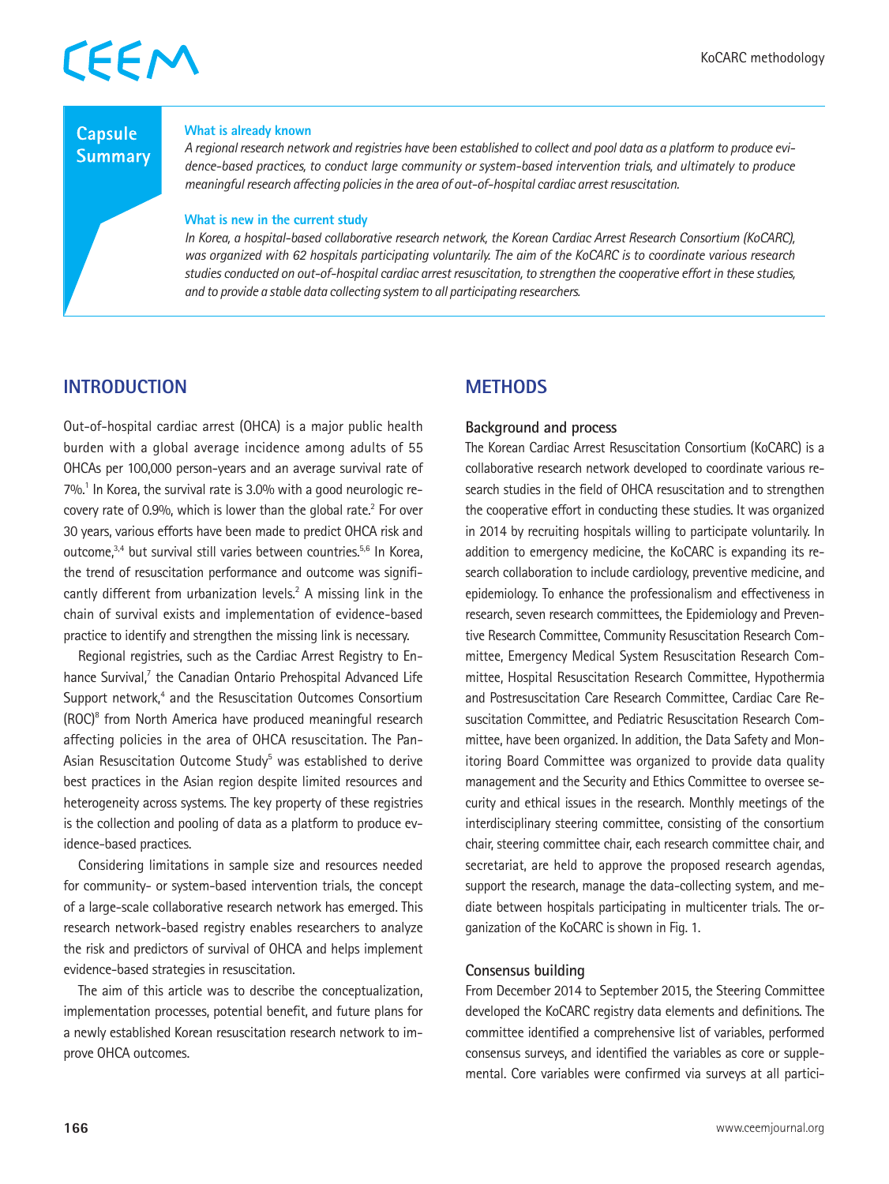## Capsule Summary

**What is already known**

*A regional research network and registries have been established to collect and pool data as a platform to produce evidence-based practices, to conduct large community or system-based intervention trials, and ultimately to produce meaningful research affecting policies in the area of out-of-hospital cardiac arrest resuscitation.*

**What is new in the current study**

*In Korea, a hospital-based collaborative research network, the Korean Cardiac Arrest Research Consortium (KoCARC), was organized with 62 hospitals participating voluntarily. The aim of the KoCARC is to coordinate various research studies conducted on out-of-hospital cardiac arrest resuscitation, to strengthen the cooperative effort in these studies, and to provide a stable data collecting system to all participating researchers.*

## INTRODUCTION

Out-of-hospital cardiac arrest (OHCA) is a major public health burden with a global average incidence among adults of 55 OHCAs per 100,000 person-years and an average survival rate of 7%.[1] In Korea, the survival rate is 3.0% with a good neurologic recovery rate of 0.9%, which is lower than the global rate.[2] For over 30 years, various efforts have been made to predict OHCA risk and outcome,[3,4] but survival still varies between countries.[5,6] In Korea, the trend of resuscitation performance and outcome was significantly different from urbanization levels.[2] A missing link in the chain of survival exists and implementation of evidence-based practice to identify and strengthen the missing link is necessary.

Regional registries, such as the Cardiac Arrest Registry to Enhance Survival,[7] the Canadian Ontario Prehospital Advanced Life Support network,[4] and the Resuscitation Outcomes Consortium (ROC)[8] from North America have produced meaningful research affecting policies in the area of OHCA resuscitation. The Pan-Asian Resuscitation Outcome Study[5] was established to derive best practices in the Asian region despite limited resources and heterogeneity across systems. The key property of these registries is the collection and pooling of data as a platform to produce evidence-based practices.

Considering limitations in sample size and resources needed for community- or system-based intervention trials, the concept of a large-scale collaborative research network has emerged. This research network-based registry enables researchers to analyze the risk and predictors of survival of OHCA and helps implement evidence-based strategies in resuscitation.

The aim of this article was to describe the conceptualization, implementation processes, potential benefit, and future plans for a newly established Korean resuscitation research network to improve OHCA outcomes.

## METHODS

### Background and process

The Korean Cardiac Arrest Resuscitation Consortium (KoCARC) is a collaborative research network developed to coordinate various research studies in the field of OHCA resuscitation and to strengthen the cooperative effort in conducting these studies. It was organized in 2014 by recruiting hospitals willing to participate voluntarily. In addition to emergency medicine, the KoCARC is expanding its research collaboration to include cardiology, preventive medicine, and epidemiology. To enhance the professionalism and effectiveness in research, seven research committees, the Epidemiology and Preventive Research Committee, Community Resuscitation Research Committee, Emergency Medical System Resuscitation Research Committee, Hospital Resuscitation Research Committee, Hypothermia and Postresuscitation Care Research Committee, Cardiac Care Resuscitation Committee, and Pediatric Resuscitation Research Committee, have been organized. In addition, the Data Safety and Monitoring Board Committee was organized to provide data quality management and the Security and Ethics Committee to oversee security and ethical issues in the research. Monthly meetings of the interdisciplinary steering committee, consisting of the consortium chair, steering committee chair, each research committee chair, and secretariat, are held to approve the proposed research agendas, support the research, manage the data-collecting system, and mediate between hospitals participating in multicenter trials. The organization of the KoCARC is shown in Fig. 1.

### Consensus building

From December 2014 to September 2015, the Steering Committee developed the KoCARC registry data elements and definitions. The committee identified a comprehensive list of variables, performed consensus surveys, and identified the variables as core or supplemental. Core variables were confirmed via surveys at all partici-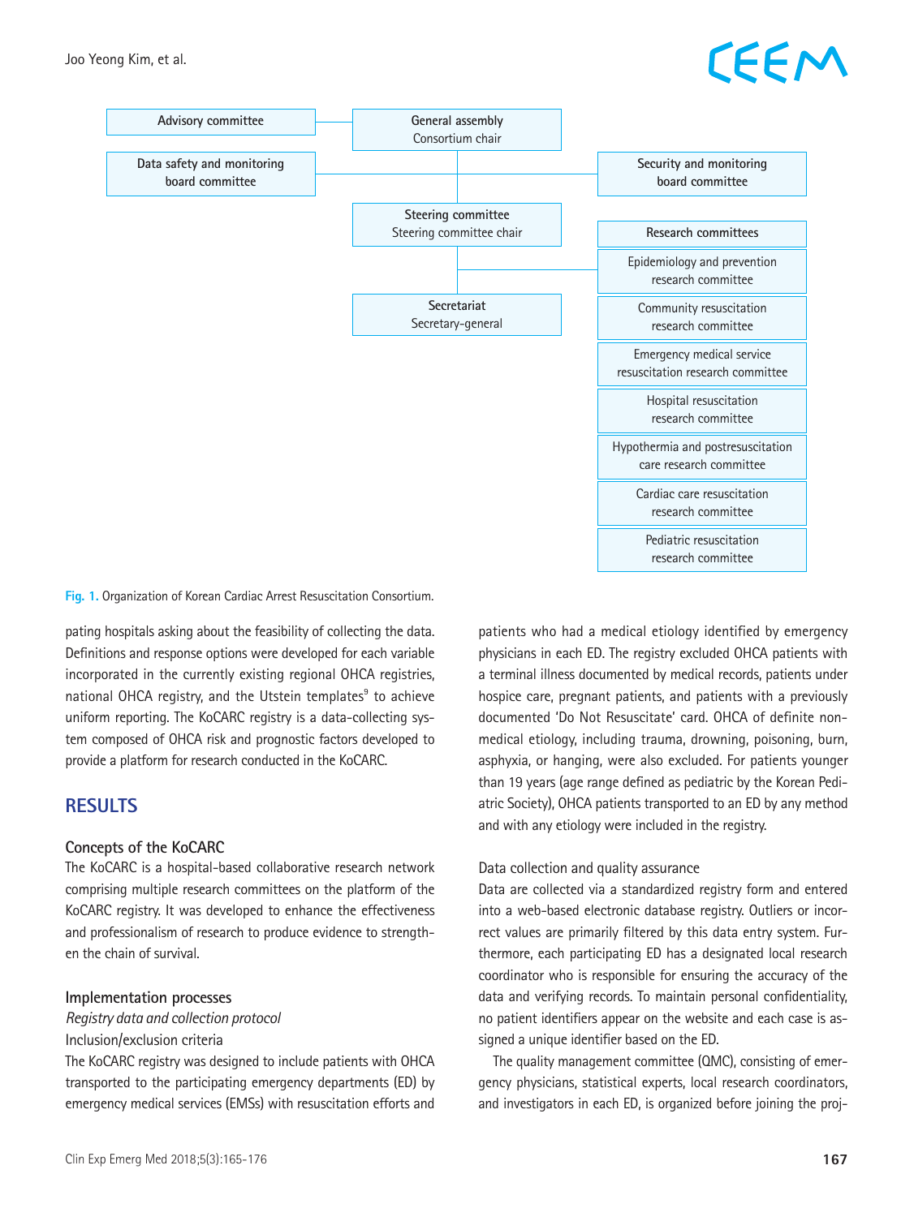Advisory committee

General assembly
Consortium chair

Data safety and monitoring board committee

Security and monitoring board committee

Steering committee
Steering committee chair

Research committees

- Epidemiology and prevention research committee
- Community resuscitation research committee
- Emergency medical service resuscitation research committee
- Hospital resuscitation research committee
- Hypothermia and postresuscitation care research committee
- Cardiac care resuscitation research committee
- Pediatric resuscitation research committee

Secretariat
Secretary-general

**Fig. 1.** Organization of Korean Cardiac Arrest Resuscitation Consortium.

pating hospitals asking about the feasibility of collecting the data. Definitions and response options were developed for each variable incorporated in the currently existing regional OHCA registries, national OHCA registry, and the Utstein templates[9] to achieve uniform reporting. The KoCARC registry is a data-collecting system composed of OHCA risk and prognostic factors developed to provide a platform for research conducted in the KoCARC.

## RESULTS

### Concepts of the KoCARC

The KoCARC is a hospital-based collaborative research network comprising multiple research committees on the platform of the KoCARC registry. It was developed to enhance the effectiveness and professionalism of research to produce evidence to strengthen the chain of survival.

### Implementation processes

*Registry data and collection protocol*

Inclusion/exclusion criteria

The KoCARC registry was designed to include patients with OHCA transported to the participating emergency departments (ED) by emergency medical services (EMSs) with resuscitation efforts and patients who had a medical etiology identified by emergency physicians in each ED. The registry excluded OHCA patients with a terminal illness documented by medical records, patients under hospice care, pregnant patients, and patients with a previously documented 'Do Not Resuscitate' card. OHCA of definite nonmedical etiology, including trauma, drowning, poisoning, burn, asphyxia, or hanging, were also excluded. For patients younger than 19 years (age range defined as pediatric by the Korean Pediatric Society), OHCA patients transported to an ED by any method and with any etiology were included in the registry.

Data collection and quality assurance

Data are collected via a standardized registry form and entered into a web-based electronic database registry. Outliers or incorrect values are primarily filtered by this data entry system. Furthermore, each participating ED has a designated local research coordinator who is responsible for ensuring the accuracy of the data and verifying records. To maintain personal confidentiality, no patient identifiers appear on the website and each case is assigned a unique identifier based on the ED.

The quality management committee (QMC), consisting of emergency physicians, statistical experts, local research coordinators, and investigators in each ED, is organized before joining the proj-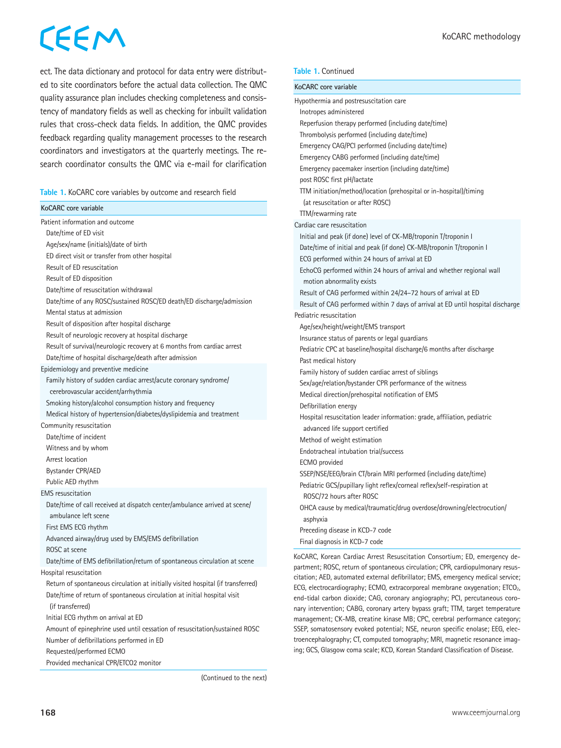ect. The data dictionary and protocol for data entry were distributed to site coordinators before the actual data collection. The QMC quality assurance plan includes checking completeness and consistency of mandatory fields as well as checking for inbuilt validation rules that cross-check data fields. In addition, the QMC provides feedback regarding quality management processes to the research coordinators and investigators at the quarterly meetings. The research coordinator consults the QMC via e-mail for clarification

**Table 1.** KoCARC core variables by outcome and research field

| KoCARC core variable |
|---|
| Patient information and outcome |
| Date/time of ED visit |
| Age/sex/name (initials)/date of birth |
| ED direct visit or transfer from other hospital |
| Result of ED resuscitation |
| Result of ED disposition |
| Date/time of resuscitation withdrawal |
| Date/time of any ROSC/sustained ROSC/ED death/ED discharge/admission |
| Mental status at admission |
| Result of disposition after hospital discharge |
| Result of neurologic recovery at hospital discharge |
| Result of survival/neurologic recovery at 6 months from cardiac arrest |
| Date/time of hospital discharge/death after admission |
| Epidemiology and preventive medicine |
| Family history of sudden cardiac arrest/acute coronary syndrome/cerebrovascular accident/arrhythmia |
| Smoking history/alcohol consumption history and frequency |
| Medical history of hypertension/diabetes/dyslipidemia and treatment |
| Community resuscitation |
| Date/time of incident |
| Witness and by whom |
| Arrest location |
| Bystander CPR/AED |
| Public AED rhythm |
| EMS resuscitation |
| Date/time of call received at dispatch center/ambulance arrived at scene/ambulance left scene |
| First EMS ECG rhythm |
| Advanced airway/drug used by EMS/EMS defibrillation |
| ROSC at scene |
| Date/time of EMS defibrillation/return of spontaneous circulation at scene |
| Hospital resuscitation |
| Return of spontaneous circulation at initially visited hospital (if transferred) |
| Date/time of return of spontaneous circulation at initial hospital visit (if transferred) |
| Initial ECG rhythm on arrival at ED |
| Amount of epinephrine used until cessation of resuscitation/sustained ROSC |
| Number of defibrillations performed in ED |
| Requested/performed ECMO |
| Provided mechanical CPR/ETCO2 monitor |
| Hypothermia and postresuscitation care |
| Inotropes administered |
| Reperfusion therapy performed (including date/time) |
| Thrombolysis performed (including date/time) |
| Emergency CAG/PCI performed (including date/time) |
| Emergency CABG performed (including date/time) |
| Emergency pacemaker insertion (including date/time) |
| post ROSC first pH/lactate |
| TTM initiation/method/location (prehospital or in-hospital)/timing (at resuscitation or after ROSC) |
| TTM/rewarming rate |
| Cardiac care resuscitation |
| Initial and peak (if done) level of CK-MB/troponin T/troponin I |
| Date/time of initial and peak (if done) CK-MB/troponin T/troponin I |
| ECG performed within 24 hours of arrival at ED |
| EchoCG performed within 24 hours of arrival and whether regional wall motion abnormality exists |
| Result of CAG performed within 24/24–72 hours of arrival at ED |
| Result of CAG performed within 7 days of arrival at ED until hospital discharge |
| Pediatric resuscitation |
| Age/sex/height/weight/EMS transport |
| Insurance status of parents or legal guardians |
| Pediatric CPC at baseline/hospital discharge/6 months after discharge |
| Past medical history |
| Family history of sudden cardiac arrest of siblings |
| Sex/age/relation/bystander CPR performance of the witness |
| Medical direction/prehospital notification of EMS |
| Defibrillation energy |
| Hospital resuscitation leader information: grade, affiliation, pediatric advanced life support certified |
| Method of weight estimation |
| Endotracheal intubation trial/success |
| ECMO provided |
| SSEP/NSE/EEG/brain CT/brain MRI performed (including date/time) |
| Pediatric GCS/pupillary light reflex/corneal reflex/self-respiration at ROSC/72 hours after ROSC |
| OHCA cause by medical/traumatic/drug overdose/drowning/electrocution/asphyxia |
| Preceding disease in KCD-7 code |
| Final diagnosis in KCD-7 code |

KoCARC, Korean Cardiac Arrest Resuscitation Consortium; ED, emergency department; ROSC, return of spontaneous circulation; CPR, cardiopulmonary resuscitation; AED, automated external defibrillator; EMS, emergency medical service; ECG, electrocardiography; ECMO, extracorporeal membrane oxygenation; $ETCO_2$, end-tidal carbon dioxide; CAG, coronary angiography; PCI, percutaneous coronary intervention; CABG, coronary artery bypass graft; TTM, target temperature management; CK-MB, creatine kinase MB; CPC, cerebral performance category; SSEP, somatosensory evoked potential; NSE, neuron specific enolase; EEG, electroencephalography; CT, computed tomography; MRI, magnetic resonance imaging; GCS, Glasgow coma scale; KCD, Korean Standard Classification of Disease.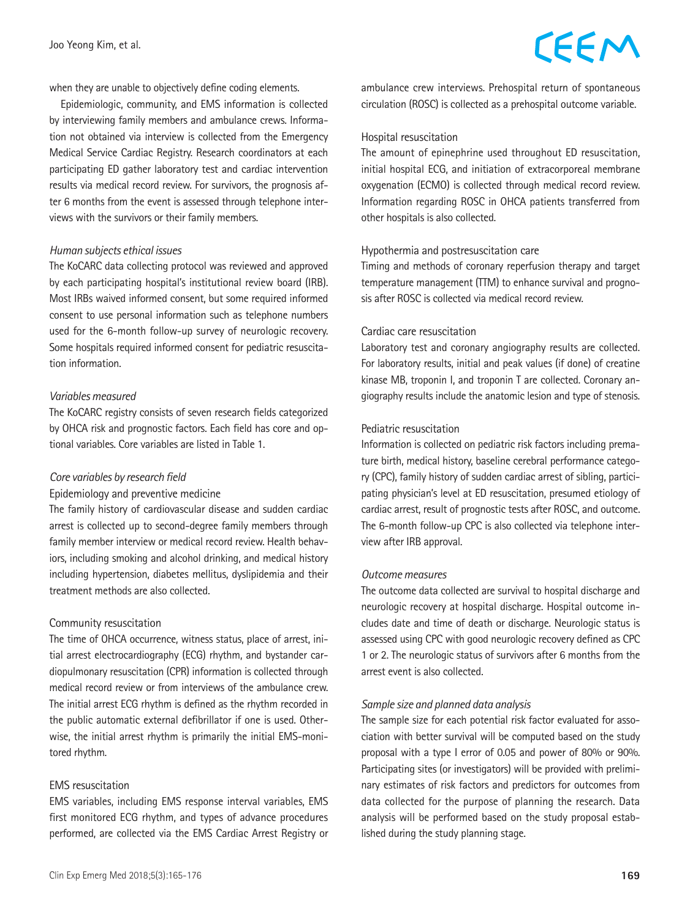when they are unable to objectively define coding elements.

Epidemiologic, community, and EMS information is collected by interviewing family members and ambulance crews. Information not obtained via interview is collected from the Emergency Medical Service Cardiac Registry. Research coordinators at each participating ED gather laboratory test and cardiac intervention results via medical record review. For survivors, the prognosis after 6 months from the event is assessed through telephone interviews with the survivors or their family members.

### *Human subjects ethical issues*

The KoCARC data collecting protocol was reviewed and approved by each participating hospital's institutional review board (IRB). Most IRBs waived informed consent, but some required informed consent to use personal information such as telephone numbers used for the 6-month follow-up survey of neurologic recovery. Some hospitals required informed consent for pediatric resuscitation information.

### *Variables measured*

The KoCARC registry consists of seven research fields categorized by OHCA risk and prognostic factors. Each field has core and optional variables. Core variables are listed in Table 1.

### *Core variables by research field*

#### Epidemiology and preventive medicine

The family history of cardiovascular disease and sudden cardiac arrest is collected up to second-degree family members through family member interview or medical record review. Health behaviors, including smoking and alcohol drinking, and medical history including hypertension, diabetes mellitus, dyslipidemia and their treatment methods are also collected.

#### Community resuscitation

The time of OHCA occurrence, witness status, place of arrest, initial arrest electrocardiography (ECG) rhythm, and bystander cardiopulmonary resuscitation (CPR) information is collected through medical record review or from interviews of the ambulance crew. The initial arrest ECG rhythm is defined as the rhythm recorded in the public automatic external defibrillator if one is used. Otherwise, the initial arrest rhythm is primarily the initial EMS-monitored rhythm.

#### EMS resuscitation

EMS variables, including EMS response interval variables, EMS first monitored ECG rhythm, and types of advance procedures performed, are collected via the EMS Cardiac Arrest Registry or ambulance crew interviews. Prehospital return of spontaneous circulation (ROSC) is collected as a prehospital outcome variable.

#### Hospital resuscitation

The amount of epinephrine used throughout ED resuscitation, initial hospital ECG, and initiation of extracorporeal membrane oxygenation (ECMO) is collected through medical record review. Information regarding ROSC in OHCA patients transferred from other hospitals is also collected.

#### Hypothermia and postresuscitation care

Timing and methods of coronary reperfusion therapy and target temperature management (TTM) to enhance survival and prognosis after ROSC is collected via medical record review.

#### Cardiac care resuscitation

Laboratory test and coronary angiography results are collected. For laboratory results, initial and peak values (if done) of creatine kinase MB, troponin I, and troponin T are collected. Coronary angiography results include the anatomic lesion and type of stenosis.

#### Pediatric resuscitation

Information is collected on pediatric risk factors including premature birth, medical history, baseline cerebral performance category (CPC), family history of sudden cardiac arrest of sibling, participating physician's level at ED resuscitation, presumed etiology of cardiac arrest, result of prognostic tests after ROSC, and outcome. The 6-month follow-up CPC is also collected via telephone interview after IRB approval.

### *Outcome measures*

The outcome data collected are survival to hospital discharge and neurologic recovery at hospital discharge. Hospital outcome includes date and time of death or discharge. Neurologic status is assessed using CPC with good neurologic recovery defined as CPC 1 or 2. The neurologic status of survivors after 6 months from the arrest event is also collected.

### *Sample size and planned data analysis*

The sample size for each potential risk factor evaluated for association with better survival will be computed based on the study proposal with a type I error of 0.05 and power of 80% or 90%. Participating sites (or investigators) will be provided with preliminary estimates of risk factors and predictors for outcomes from data collected for the purpose of planning the research. Data analysis will be performed based on the study proposal established during the study planning stage.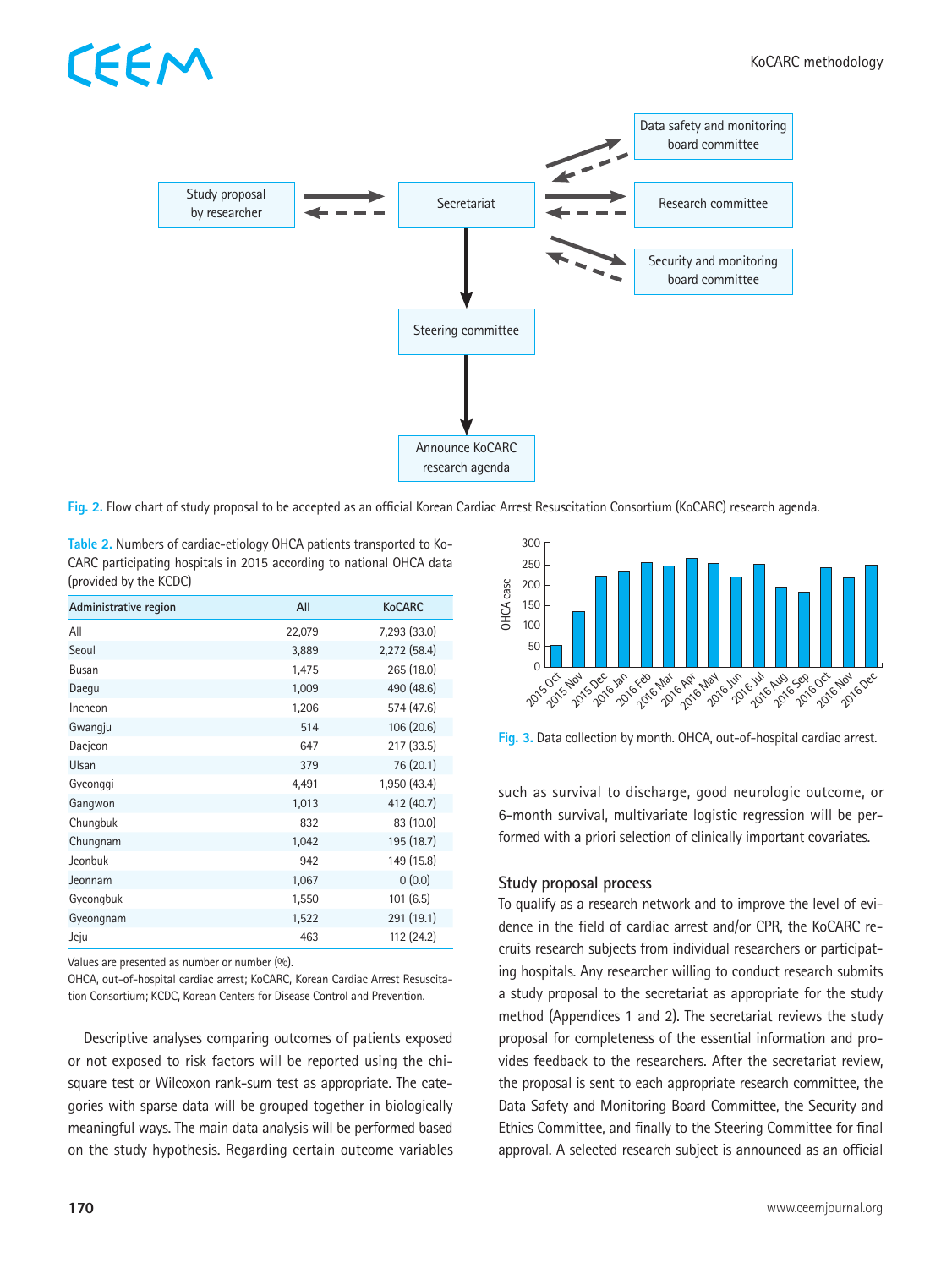Fig. 2. Flow chart of study proposal to be accepted as an official Korean Cardiac Arrest Resuscitation Consortium (KoCARC) research agenda.

Table 2. Numbers of cardiac-etiology OHCA patients transported to KoCARC participating hospitals in 2015 according to national OHCA data (provided by the KCDC)

| Administrative region | All | KoCARC |
|---|---|---|
| All | 22,079 | 7,293 (33.0) |
| Seoul | 3,889 | 2,272 (58.4) |
| Busan | 1,475 | 265 (18.0) |
| Daegu | 1,009 | 490 (48.6) |
| Incheon | 1,206 | 574 (47.6) |
| Gwangju | 514 | 106 (20.6) |
| Daejeon | 647 | 217 (33.5) |
| Ulsan | 379 | 76 (20.1) |
| Gyeonggi | 4,491 | 1,950 (43.4) |
| Gangwon | 1,013 | 412 (40.7) |
| Chungbuk | 832 | 83 (10.0) |
| Chungnam | 1,042 | 195 (18.7) |
| Jeonbuk | 942 | 149 (15.8) |
| Jeonnam | 1,067 | 0 (0.0) |
| Gyeongbuk | 1,550 | 101 (6.5) |
| Gyeongnam | 1,522 | 291 (19.1) |
| Jeju | 463 | 112 (24.2) |

Values are presented as number or number (%).
OHCA, out-of-hospital cardiac arrest; KoCARC, Korean Cardiac Arrest Resuscitation Consortium; KCDC, Korean Centers for Disease Control and Prevention.

Descriptive analyses comparing outcomes of patients exposed or not exposed to risk factors will be reported using the chi-square test or Wilcoxon rank-sum test as appropriate. The categories with sparse data will be grouped together in biologically meaningful ways. The main data analysis will be performed based on the study hypothesis. Regarding certain outcome variables such as survival to discharge, good neurologic outcome, or 6-month survival, multivariate logistic regression will be performed with a priori selection of clinically important covariates.

Fig. 3. Data collection by month. OHCA, out-of-hospital cardiac arrest.

## Study proposal process

To qualify as a research network and to improve the level of evidence in the field of cardiac arrest and/or CPR, the KoCARC recruits research subjects from individual researchers or participating hospitals. Any researcher willing to conduct research submits a study proposal to the secretariat as appropriate for the study method (Appendices 1 and 2). The secretariat reviews the study proposal for completeness of the essential information and provides feedback to the researchers. After the secretariat review, the proposal is sent to each appropriate research committee, the Data Safety and Monitoring Board Committee, the Security and Ethics Committee, and finally to the Steering Committee for final approval. A selected research subject is announced as an official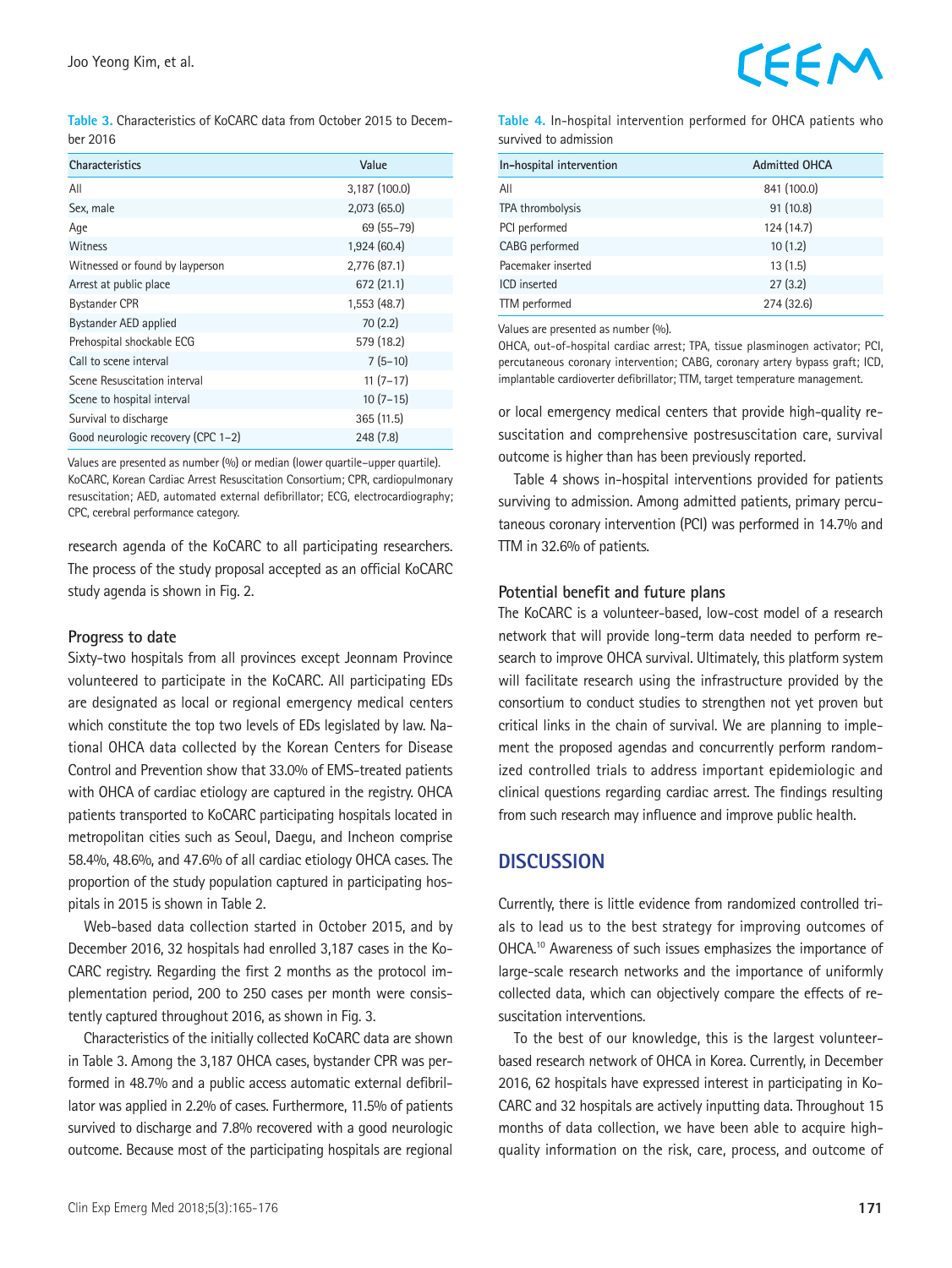Table 3. Characteristics of KoCARC data from October 2015 to December 2016

| Characteristics | Value |
|---|---|
| All | 3,187 (100.0) |
| Sex, male | 2,073 (65.0) |
| Age | 69 (55–79) |
| Witness | 1,924 (60.4) |
| Witnessed or found by layperson | 2,776 (87.1) |
| Arrest at public place | 672 (21.1) |
| Bystander CPR | 1,553 (48.7) |
| Bystander AED applied | 70 (2.2) |
| Prehospital shockable ECG | 579 (18.2) |
| Call to scene interval | 7 (5–10) |
| Scene Resuscitation interval | 11 (7–17) |
| Scene to hospital interval | 10 (7–15) |
| Survival to discharge | 365 (11.5) |
| Good neurologic recovery (CPC 1–2) | 248 (7.8) |

Values are presented as number (%) or median (lower quartile–upper quartile).
KoCARC, Korean Cardiac Arrest Resuscitation Consortium; CPR, cardiopulmonary resuscitation; AED, automated external defibrillator; ECG, electrocardiography; CPC, cerebral performance category.

research agenda of the KoCARC to all participating researchers. The process of the study proposal accepted as an official KoCARC study agenda is shown in Fig. 2.

### Progress to date

Sixty-two hospitals from all provinces except Jeonnam Province volunteered to participate in the KoCARC. All participating EDs are designated as local or regional emergency medical centers which constitute the top two levels of EDs legislated by law. National OHCA data collected by the Korean Centers for Disease Control and Prevention show that 33.0% of EMS-treated patients with OHCA of cardiac etiology are captured in the registry. OHCA patients transported to KoCARC participating hospitals located in metropolitan cities such as Seoul, Daegu, and Incheon comprise 58.4%, 48.6%, and 47.6% of all cardiac etiology OHCA cases. The proportion of the study population captured in participating hospitals in 2015 is shown in Table 2.

Web-based data collection started in October 2015, and by December 2016, 32 hospitals had enrolled 3,187 cases in the KoCARC registry. Regarding the first 2 months as the protocol implementation period, 200 to 250 cases per month were consistently captured throughout 2016, as shown in Fig. 3.

Characteristics of the initially collected KoCARC data are shown in Table 3. Among the 3,187 OHCA cases, bystander CPR was performed in 48.7% and a public access automatic external defibrillator was applied in 2.2% of cases. Furthermore, 11.5% of patients survived to discharge and 7.8% recovered with a good neurologic outcome. Because most of the participating hospitals are regional or local emergency medical centers that provide high-quality resuscitation and comprehensive postresuscitation care, survival outcome is higher than has been previously reported.

Table 4. In-hospital intervention performed for OHCA patients who survived to admission

| In-hospital intervention | Admitted OHCA |
|---|---|
| All | 841 (100.0) |
| TPA thrombolysis | 91 (10.8) |
| PCI performed | 124 (14.7) |
| CABG performed | 10 (1.2) |
| Pacemaker inserted | 13 (1.5) |
| ICD inserted | 27 (3.2) |
| TTM performed | 274 (32.6) |

Values are presented as number (%).
OHCA, out-of-hospital cardiac arrest; TPA, tissue plasminogen activator; PCI, percutaneous coronary intervention; CABG, coronary artery bypass graft; ICD, implantable cardioverter defibrillator; TTM, target temperature management.

Table 4 shows in-hospital interventions provided for patients surviving to admission. Among admitted patients, primary percutaneous coronary intervention (PCI) was performed in 14.7% and TTM in 32.6% of patients.

### Potential benefit and future plans

The KoCARC is a volunteer-based, low-cost model of a research network that will provide long-term data needed to perform research to improve OHCA survival. Ultimately, this platform system will facilitate research using the infrastructure provided by the consortium to conduct studies to strengthen not yet proven but critical links in the chain of survival. We are planning to implement the proposed agendas and concurrently perform randomized controlled trials to address important epidemiologic and clinical questions regarding cardiac arrest. The findings resulting from such research may influence and improve public health.

## DISCUSSION

Currently, there is little evidence from randomized controlled trials to lead us to the best strategy for improving outcomes of OHCA.[10] Awareness of such issues emphasizes the importance of large-scale research networks and the importance of uniformly collected data, which can objectively compare the effects of resuscitation interventions.

To the best of our knowledge, this is the largest volunteer-based research network of OHCA in Korea. Currently, in December 2016, 62 hospitals have expressed interest in participating in KoCARC and 32 hospitals are actively inputting data. Throughout 15 months of data collection, we have been able to acquire high-quality information on the risk, care, process, and outcome of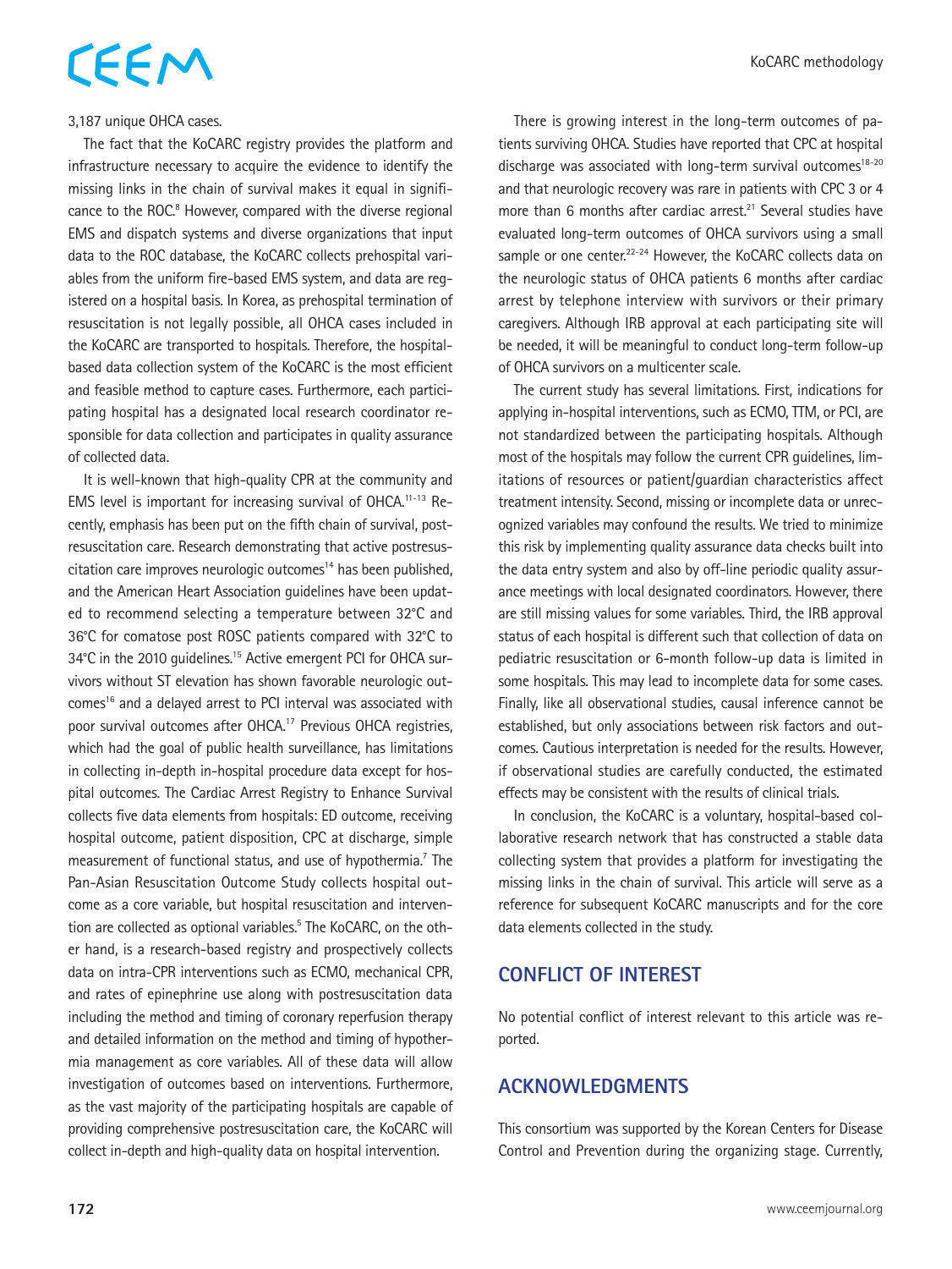3,187 unique OHCA cases.

The fact that the KoCARC registry provides the platform and infrastructure necessary to acquire the evidence to identify the missing links in the chain of survival makes it equal in significance to the ROC.[8] However, compared with the diverse regional EMS and dispatch systems and diverse organizations that input data to the ROC database, the KoCARC collects prehospital variables from the uniform fire-based EMS system, and data are registered on a hospital basis. In Korea, as prehospital termination of resuscitation is not legally possible, all OHCA cases included in the KoCARC are transported to hospitals. Therefore, the hospital-based data collection system of the KoCARC is the most efficient and feasible method to capture cases. Furthermore, each participating hospital has a designated local research coordinator responsible for data collection and participates in quality assurance of collected data.

It is well-known that high-quality CPR at the community and EMS level is important for increasing survival of OHCA.[11-13] Recently, emphasis has been put on the fifth chain of survival, post-resuscitation care. Research demonstrating that active postresuscitation care improves neurologic outcomes[14] has been published, and the American Heart Association guidelines have been updated to recommend selecting a temperature between 32°C and 36°C for comatose post ROSC patients compared with 32°C to 34°C in the 2010 guidelines.[15] Active emergent PCI for OHCA survivors without ST elevation has shown favorable neurologic outcomes[16] and a delayed arrest to PCI interval was associated with poor survival outcomes after OHCA.[17] Previous OHCA registries, which had the goal of public health surveillance, has limitations in collecting in-depth in-hospital procedure data except for hospital outcomes. The Cardiac Arrest Registry to Enhance Survival collects five data elements from hospitals: ED outcome, receiving hospital outcome, patient disposition, CPC at discharge, simple measurement of functional status, and use of hypothermia.[7] The Pan-Asian Resuscitation Outcome Study collects hospital outcome as a core variable, but hospital resuscitation and intervention are collected as optional variables.[5] The KoCARC, on the other hand, is a research-based registry and prospectively collects data on intra-CPR interventions such as ECMO, mechanical CPR, and rates of epinephrine use along with postresuscitation data including the method and timing of coronary reperfusion therapy and detailed information on the method and timing of hypothermia management as core variables. All of these data will allow investigation of outcomes based on interventions. Furthermore, as the vast majority of the participating hospitals are capable of providing comprehensive postresuscitation care, the KoCARC will collect in-depth and high-quality data on hospital intervention.

There is growing interest in the long-term outcomes of patients surviving OHCA. Studies have reported that CPC at hospital discharge was associated with long-term survival outcomes[18-20] and that neurologic recovery was rare in patients with CPC 3 or 4 more than 6 months after cardiac arrest.[21] Several studies have evaluated long-term outcomes of OHCA survivors using a small sample or one center.[22-24] However, the KoCARC collects data on the neurologic status of OHCA patients 6 months after cardiac arrest by telephone interview with survivors or their primary caregivers. Although IRB approval at each participating site will be needed, it will be meaningful to conduct long-term follow-up of OHCA survivors on a multicenter scale.

The current study has several limitations. First, indications for applying in-hospital interventions, such as ECMO, TTM, or PCI, are not standardized between the participating hospitals. Although most of the hospitals may follow the current CPR guidelines, limitations of resources or patient/guardian characteristics affect treatment intensity. Second, missing or incomplete data or unrecognized variables may confound the results. We tried to minimize this risk by implementing quality assurance data checks built into the data entry system and also by off-line periodic quality assurance meetings with local designated coordinators. However, there are still missing values for some variables. Third, the IRB approval status of each hospital is different such that collection of data on pediatric resuscitation or 6-month follow-up data is limited in some hospitals. This may lead to incomplete data for some cases. Finally, like all observational studies, causal inference cannot be established, but only associations between risk factors and outcomes. Cautious interpretation is needed for the results. However, if observational studies are carefully conducted, the estimated effects may be consistent with the results of clinical trials.

In conclusion, the KoCARC is a voluntary, hospital-based collaborative research network that has constructed a stable data collecting system that provides a platform for investigating the missing links in the chain of survival. This article will serve as a reference for subsequent KoCARC manuscripts and for the core data elements collected in the study.

## CONFLICT OF INTEREST

No potential conflict of interest relevant to this article was reported.

## ACKNOWLEDGMENTS

This consortium was supported by the Korean Centers for Disease Control and Prevention during the organizing stage. Currently,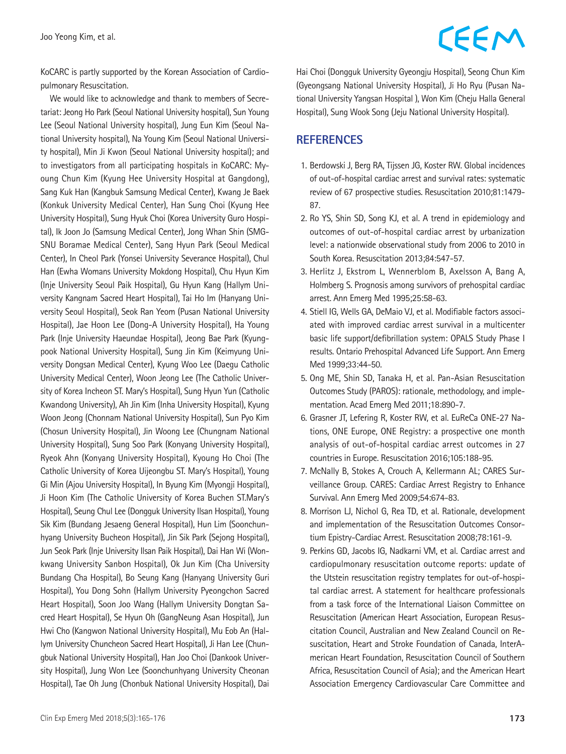KoCARC is partly supported by the Korean Association of Cardiopulmonary Resuscitation.

We would like to acknowledge and thank to members of Secretariat: Jeong Ho Park (Seoul National University hospital), Sun Young Lee (Seoul National University hospital), Jung Eun Kim (Seoul National University hospital), Na Young Kim (Seoul National University hospital), Min Ji Kwon (Seoul National University hospital); and to investigators from all participating hospitals in KoCARC: Myoung Chun Kim (Kyung Hee University Hospital at Gangdong), Sang Kuk Han (Kangbuk Samsung Medical Center), Kwang Je Baek (Konkuk University Medical Center), Han Sung Choi (Kyung Hee University Hospital), Sung Hyuk Choi (Korea University Guro Hospital), Ik Joon Jo (Samsung Medical Center), Jong Whan Shin (SMG-SNU Boramae Medical Center), Sang Hyun Park (Seoul Medical Center), In Cheol Park (Yonsei University Severance Hospital), Chul Han (Ewha Womans University Mokdong Hospital), Chu Hyun Kim (Inje University Seoul Paik Hospital), Gu Hyun Kang (Hallym University Kangnam Sacred Heart Hospital), Tai Ho Im (Hanyang University Seoul Hospital), Seok Ran Yeom (Pusan National University Hospital), Jae Hoon Lee (Dong-A University Hospital), Ha Young Park (Inje University Haeundae Hospital), Jeong Bae Park (Kyungpook National University Hospital), Sung Jin Kim (Keimyung University Dongsan Medical Center), Kyung Woo Lee (Daegu Catholic University Medical Center), Woon Jeong Lee (The Catholic University of Korea Incheon ST. Mary's Hospital), Sung Hyun Yun (Catholic Kwandong University), Ah Jin Kim (Inha University Hospital), Kyung Woon Jeong (Chonnam National University Hospital), Sun Pyo Kim (Chosun University Hospital), Jin Woong Lee (Chungnam National University Hospital), Sung Soo Park (Konyang University Hospital), Ryeok Ahn (Konyang University Hospital), Kyoung Ho Choi (The Catholic University of Korea Uijeongbu ST. Mary's Hospital), Young Gi Min (Ajou University Hospital), In Byung Kim (Myongji Hospital), Ji Hoon Kim (The Catholic University of Korea Buchen ST.Mary's Hospital), Seung Chul Lee (Dongguk University Ilsan Hospital), Young Sik Kim (Bundang Jesaeng General Hospital), Hun Lim (Soonchunhyang University Bucheon Hospital), Jin Sik Park (Sejong Hospital), Jun Seok Park (Inje University Ilsan Paik Hospital), Dai Han Wi (Wonkwang University Sanbon Hospital), Ok Jun Kim (Cha University Bundang Cha Hospital), Bo Seung Kang (Hanyang University Guri Hospital), You Dong Sohn (Hallym University Pyeongchon Sacred Heart Hospital), Soon Joo Wang (Hallym University Dongtan Sacred Heart Hospital), Se Hyun Oh (GangNeung Asan Hospital), Jun Hwi Cho (Kangwon National University Hospital), Mu Eob An (Hallym University Chuncheon Sacred Heart Hospital), Ji Han Lee (Chungbuk National University Hospital), Han Joo Choi (Dankook University Hospital), Jung Won Lee (Soonchunhyang University Cheonan Hospital), Tae Oh Jung (Chonbuk National University Hospital), Dai Hai Choi (Dongguk University Gyeongju Hospital), Seong Chun Kim (Gyeongsang National University Hospital), Ji Ho Ryu (Pusan National University Yangsan Hospital ), Won Kim (Cheju Halla General Hospital), Sung Wook Song (Jeju National University Hospital).

## REFERENCES

1. Berdowski J, Berg RA, Tijssen JG, Koster RW. Global incidences of out-of-hospital cardiac arrest and survival rates: systematic review of 67 prospective studies. Resuscitation 2010;81:1479-87.
2. Ro YS, Shin SD, Song KJ, et al. A trend in epidemiology and outcomes of out-of-hospital cardiac arrest by urbanization level: a nationwide observational study from 2006 to 2010 in South Korea. Resuscitation 2013;84:547-57.
3. Herlitz J, Ekstrom L, Wennerblom B, Axelsson A, Bang A, Holmberg S. Prognosis among survivors of prehospital cardiac arrest. Ann Emerg Med 1995;25:58-63.
4. Stiell IG, Wells GA, DeMaio VJ, et al. Modifiable factors associated with improved cardiac arrest survival in a multicenter basic life support/defibrillation system: OPALS Study Phase I results. Ontario Prehospital Advanced Life Support. Ann Emerg Med 1999;33:44-50.
5. Ong ME, Shin SD, Tanaka H, et al. Pan-Asian Resuscitation Outcomes Study (PAROS): rationale, methodology, and implementation. Acad Emerg Med 2011;18:890-7.
6. Grasner JT, Lefering R, Koster RW, et al. EuReCa ONE-27 Nations, ONE Europe, ONE Registry: a prospective one month analysis of out-of-hospital cardiac arrest outcomes in 27 countries in Europe. Resuscitation 2016;105:188-95.
7. McNally B, Stokes A, Crouch A, Kellermann AL; CARES Surveillance Group. CARES: Cardiac Arrest Registry to Enhance Survival. Ann Emerg Med 2009;54:674-83.
8. Morrison LJ, Nichol G, Rea TD, et al. Rationale, development and implementation of the Resuscitation Outcomes Consortium Epistry-Cardiac Arrest. Resuscitation 2008;78:161-9.
9. Perkins GD, Jacobs IG, Nadkarni VM, et al. Cardiac arrest and cardiopulmonary resuscitation outcome reports: update of the Utstein resuscitation registry templates for out-of-hospital cardiac arrest. A statement for healthcare professionals from a task force of the International Liaison Committee on Resuscitation (American Heart Association, European Resuscitation Council, Australian and New Zealand Council on Resuscitation, Heart and Stroke Foundation of Canada, InterAmerican Heart Foundation, Resuscitation Council of Southern Africa, Resuscitation Council of Asia); and the American Heart Association Emergency Cardiovascular Care Committee and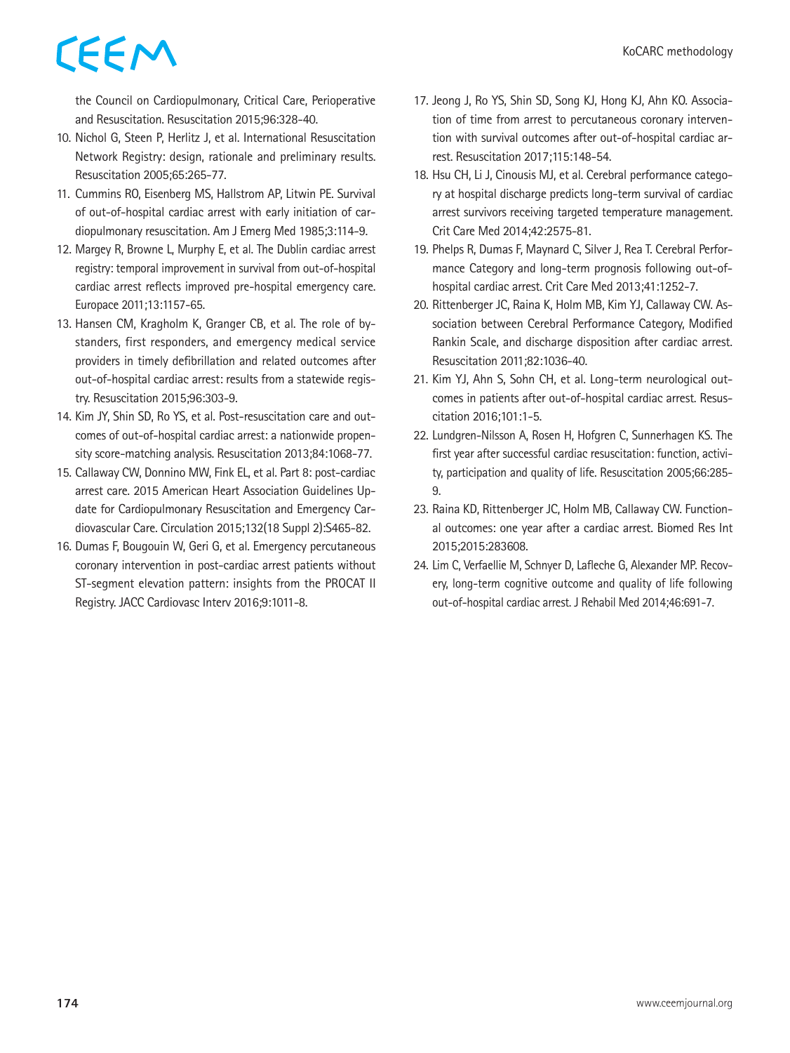the Council on Cardiopulmonary, Critical Care, Perioperative and Resuscitation. Resuscitation 2015;96:328-40.

10. Nichol G, Steen P, Herlitz J, et al. International Resuscitation Network Registry: design, rationale and preliminary results. Resuscitation 2005;65:265-77.
11. Cummins RO, Eisenberg MS, Hallstrom AP, Litwin PE. Survival of out-of-hospital cardiac arrest with early initiation of cardiopulmonary resuscitation. Am J Emerg Med 1985;3:114-9.
12. Margey R, Browne L, Murphy E, et al. The Dublin cardiac arrest registry: temporal improvement in survival from out-of-hospital cardiac arrest reflects improved pre-hospital emergency care. Europace 2011;13:1157-65.
13. Hansen CM, Kragholm K, Granger CB, et al. The role of bystanders, first responders, and emergency medical service providers in timely defibrillation and related outcomes after out-of-hospital cardiac arrest: results from a statewide registry. Resuscitation 2015;96:303-9.
14. Kim JY, Shin SD, Ro YS, et al. Post-resuscitation care and outcomes of out-of-hospital cardiac arrest: a nationwide propensity score-matching analysis. Resuscitation 2013;84:1068-77.
15. Callaway CW, Donnino MW, Fink EL, et al. Part 8: post-cardiac arrest care. 2015 American Heart Association Guidelines Update for Cardiopulmonary Resuscitation and Emergency Cardiovascular Care. Circulation 2015;132(18 Suppl 2):S465-82.
16. Dumas F, Bougouin W, Geri G, et al. Emergency percutaneous coronary intervention in post-cardiac arrest patients without ST-segment elevation pattern: insights from the PROCAT II Registry. JACC Cardiovasc Interv 2016;9:1011-8.
17. Jeong J, Ro YS, Shin SD, Song KJ, Hong KJ, Ahn KO. Association of time from arrest to percutaneous coronary intervention with survival outcomes after out-of-hospital cardiac arrest. Resuscitation 2017;115:148-54.
18. Hsu CH, Li J, Cinousis MJ, et al. Cerebral performance category at hospital discharge predicts long-term survival of cardiac arrest survivors receiving targeted temperature management. Crit Care Med 2014;42:2575-81.
19. Phelps R, Dumas F, Maynard C, Silver J, Rea T. Cerebral Performance Category and long-term prognosis following out-of-hospital cardiac arrest. Crit Care Med 2013;41:1252-7.
20. Rittenberger JC, Raina K, Holm MB, Kim YJ, Callaway CW. Association between Cerebral Performance Category, Modified Rankin Scale, and discharge disposition after cardiac arrest. Resuscitation 2011;82:1036-40.
21. Kim YJ, Ahn S, Sohn CH, et al. Long-term neurological outcomes in patients after out-of-hospital cardiac arrest. Resuscitation 2016;101:1-5.
22. Lundgren-Nilsson A, Rosen H, Hofgren C, Sunnerhagen KS. The first year after successful cardiac resuscitation: function, activity, participation and quality of life. Resuscitation 2005;66:285-9.
23. Raina KD, Rittenberger JC, Holm MB, Callaway CW. Functional outcomes: one year after a cardiac arrest. Biomed Res Int 2015;2015:283608.
24. Lim C, Verfaellie M, Schnyer D, Lafleche G, Alexander MP. Recovery, long-term cognitive outcome and quality of life following out-of-hospital cardiac arrest. J Rehabil Med 2014;46:691-7.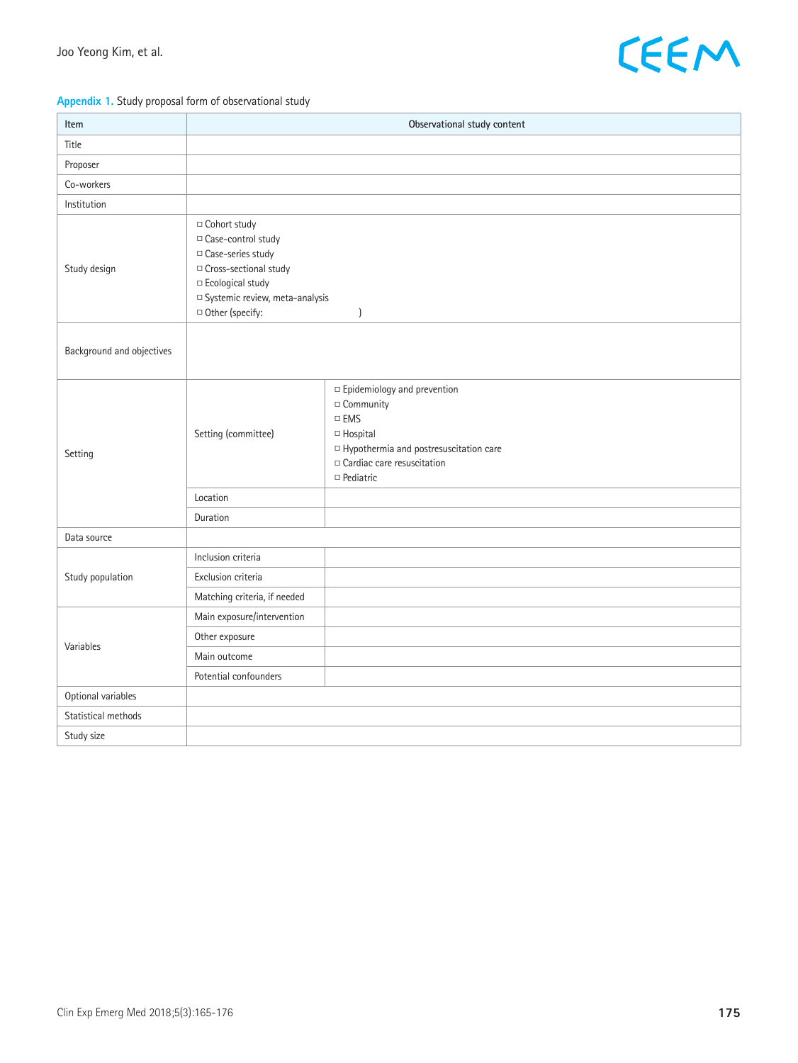**Appendix 1.** Study proposal form of observational study

| Item | Observational study content | |
|---|---|---|
| Title | | |
| Proposer | | |
| Co-workers | | |
| Institution | | |
| Study design | □ Cohort study<br>□ Case-control study<br>□ Case-series study<br>□ Cross-sectional study<br>□ Ecological study<br>□ Systemic review, meta-analysis<br>□ Other (specify: ) | |
| Background and objectives | | |
| Setting | Setting (committee) | □ Epidemiology and prevention<br>□ Community<br>□ EMS<br>□ Hospital<br>□ Hypothermia and postresuscitation care<br>□ Cardiac care resuscitation<br>□ Pediatric |
| | Location | |
| | Duration | |
| Data source | | |
| Study population | Inclusion criteria | |
| | Exclusion criteria | |
| | Matching criteria, if needed | |
| Variables | Main exposure/intervention | |
| | Other exposure | |
| | Main outcome | |
| | Potential confounders | |
| Optional variables | | |
| Statistical methods | | |
| Study size | | |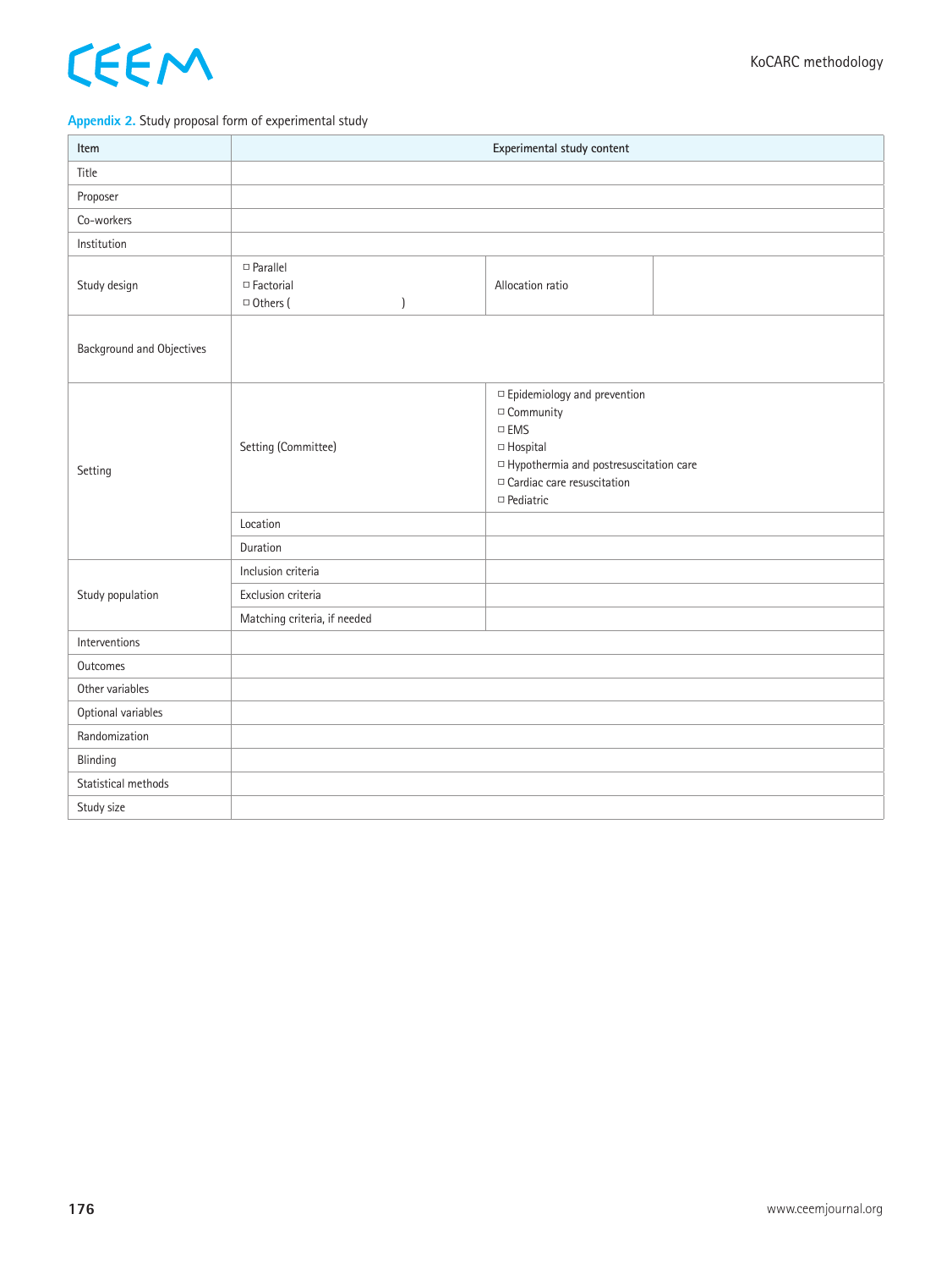**Appendix 2.** Study proposal form of experimental study

| Item | Experimental study content | | |
|---|---|---|---|
| Title | | | |
| Proposer | | | |
| Co-workers | | | |
| Institution | | | |
| Study design | □ Parallel<br>□ Factorial<br>□ Others (                    ) | Allocation ratio | |
| Background and Objectives | | | |
| Setting | Setting (Committee) | □ Epidemiology and prevention<br>□ Community<br>□ EMS<br>□ Hospital<br>□ Hypothermia and postresuscitation care<br>□ Cardiac care resuscitation<br>□ Pediatric | |
| | Location | | |
| | Duration | | |
| Study population | Inclusion criteria | | |
| | Exclusion criteria | | |
| | Matching criteria, if needed | | |
| Interventions | | | |
| Outcomes | | | |
| Other variables | | | |
| Optional variables | | | |
| Randomization | | | |
| Blinding | | | |
| Statistical methods | | | |
| Study size | | | |